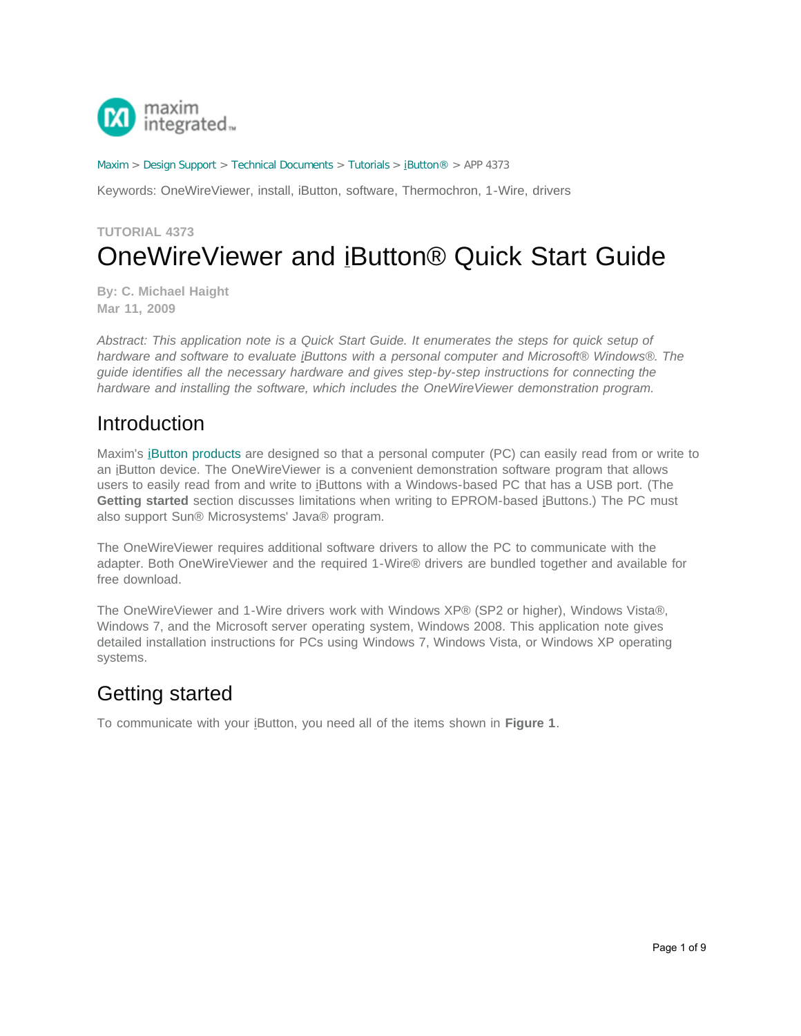Maxim > Design Support > Technical Documents > Tutorials > iButton® > APP 4373

Keywords: OneWireViewer, install, iButton, software, Thermochron, 1-Wire, drivers

TUTORIAL 4373

# OneWireViewer and iButton® Quick Start Guide

**By: C. Michael Haight**
**Mar 11, 2009**

*Abstract: This application note is a Quick Start Guide. It enumerates the steps for quick setup of hardware and software to evaluate iButtons with a personal computer and Microsoft® Windows®. The guide identifies all the necessary hardware and gives step-by-step instructions for connecting the hardware and installing the software, which includes the OneWireViewer demonstration program.*

## Introduction

Maxim's iButton products are designed so that a personal computer (PC) can easily read from or write to an iButton device. The OneWireViewer is a convenient demonstration software program that allows users to easily read from and write to iButtons with a Windows-based PC that has a USB port. (The **Getting started** section discusses limitations when writing to EPROM-based iButtons.) The PC must also support Sun® Microsystems' Java® program.

The OneWireViewer requires additional software drivers to allow the PC to communicate with the adapter. Both OneWireViewer and the required 1-Wire® drivers are bundled together and available for free download.

The OneWireViewer and 1-Wire drivers work with Windows XP® (SP2 or higher), Windows Vista®, Windows 7, and the Microsoft server operating system, Windows 2008. This application note gives detailed installation instructions for PCs using Windows 7, Windows Vista, or Windows XP operating systems.

## Getting started

To communicate with your iButton, you need all of the items shown in **Figure 1**.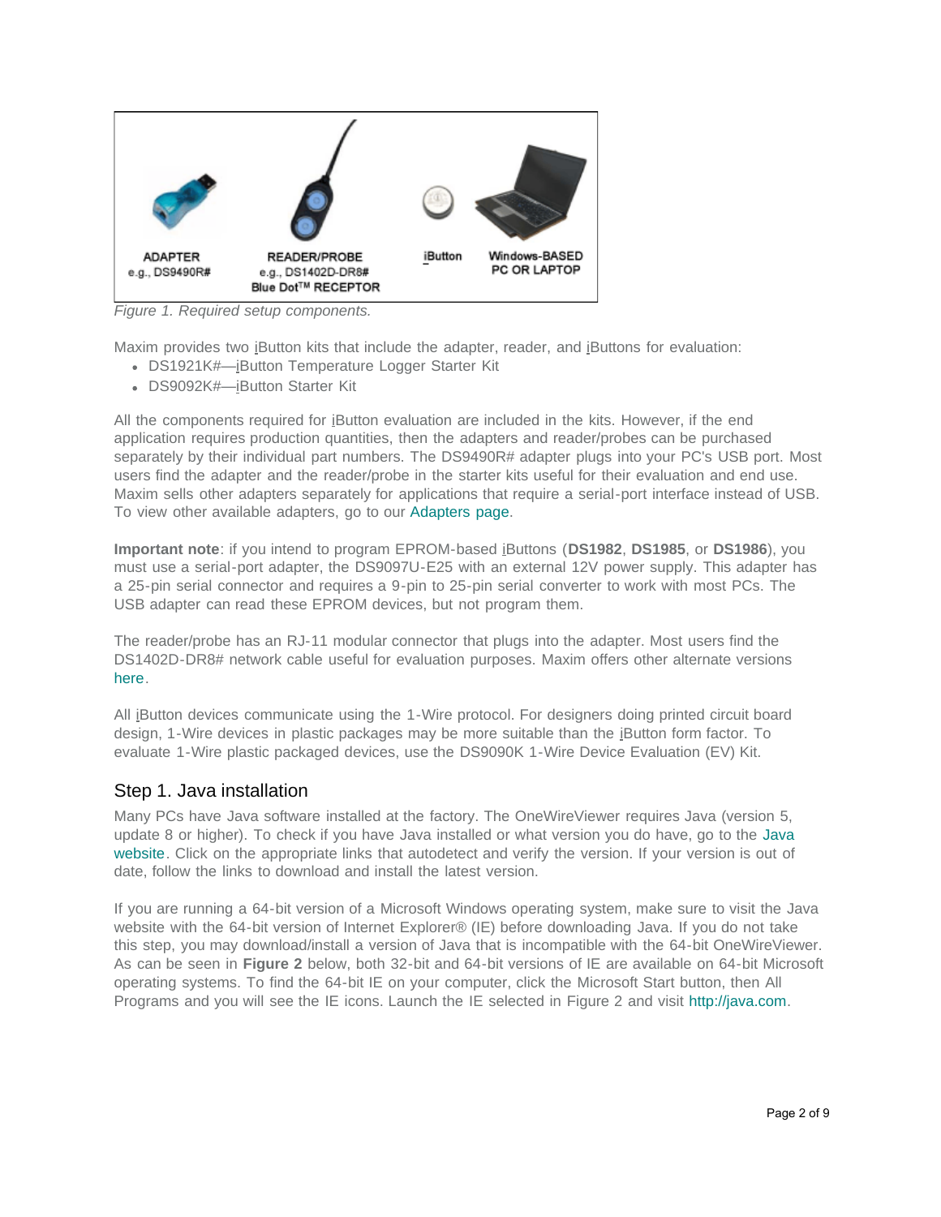ADAPTER
e.g., DS9490R#

READER/PROBE
e.g., DS1402D-DR8#
Blue Dot™ RECEPTOR

iButton

Windows-BASED
PC OR LAPTOP

*Figure 1. Required setup components.*

Maxim provides two iButton kits that include the adapter, reader, and iButtons for evaluation:

- DS1921K#—iButton Temperature Logger Starter Kit
- DS9092K#—iButton Starter Kit

All the components required for iButton evaluation are included in the kits. However, if the end application requires production quantities, then the adapters and reader/probes can be purchased separately by their individual part numbers. The DS9490R# adapter plugs into your PC's USB port. Most users find the adapter and the reader/probe in the starter kits useful for their evaluation and end use. Maxim sells other adapters separately for applications that require a serial-port interface instead of USB. To view other available adapters, go to our Adapters page.

**Important note**: if you intend to program EPROM-based iButtons (**DS1982**, **DS1985**, or **DS1986**), you must use a serial-port adapter, the DS9097U-E25 with an external 12V power supply. This adapter has a 25-pin serial connector and requires a 9-pin to 25-pin serial converter to work with most PCs. The USB adapter can read these EPROM devices, but not program them.

The reader/probe has an RJ-11 modular connector that plugs into the adapter. Most users find the DS1402D-DR8# network cable useful for evaluation purposes. Maxim offers other alternate versions here.

All iButton devices communicate using the 1-Wire protocol. For designers doing printed circuit board design, 1-Wire devices in plastic packages may be more suitable than the iButton form factor. To evaluate 1-Wire plastic packaged devices, use the DS9090K 1-Wire Device Evaluation (EV) Kit.

## Step 1. Java installation

Many PCs have Java software installed at the factory. The OneWireViewer requires Java (version 5, update 8 or higher). To check if you have Java installed or what version you do have, go to the Java website. Click on the appropriate links that autodetect and verify the version. If your version is out of date, follow the links to download and install the latest version.

If you are running a 64-bit version of a Microsoft Windows operating system, make sure to visit the Java website with the 64-bit version of Internet Explorer® (IE) before downloading Java. If you do not take this step, you may download/install a version of Java that is incompatible with the 64-bit OneWireViewer. As can be seen in **Figure 2** below, both 32-bit and 64-bit versions of IE are available on 64-bit Microsoft operating systems. To find the 64-bit IE on your computer, click the Microsoft Start button, then All Programs and you will see the IE icons. Launch the IE selected in Figure 2 and visit http://java.com.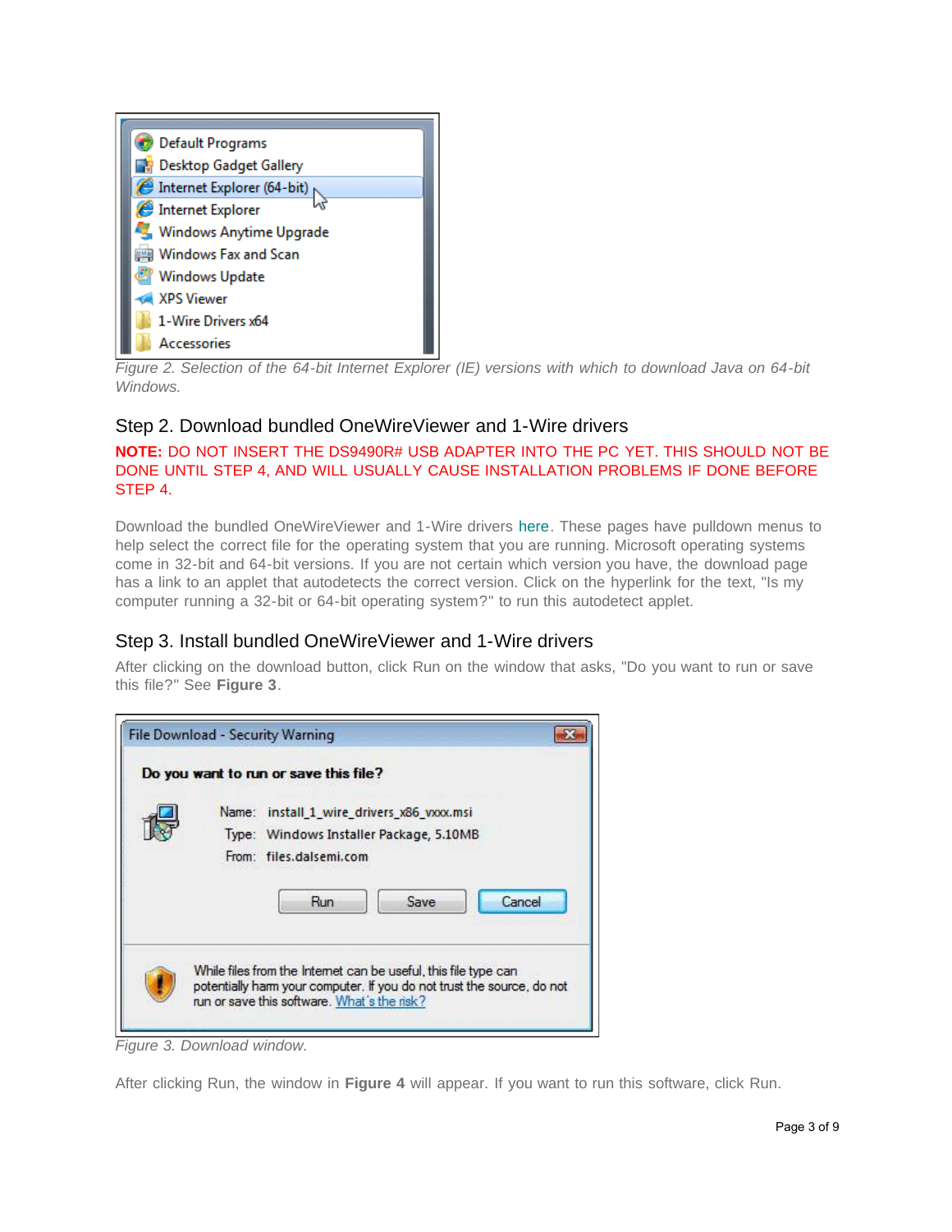*Figure 2. Selection of the 64-bit Internet Explorer (IE) versions with which to download Java on 64-bit Windows.*

## Step 2. Download bundled OneWireViewer and 1-Wire drivers

**NOTE:** DO NOT INSERT THE DS9490R# USB ADAPTER INTO THE PC YET. THIS SHOULD NOT BE DONE UNTIL STEP 4, AND WILL USUALLY CAUSE INSTALLATION PROBLEMS IF DONE BEFORE STEP 4.

Download the bundled OneWireViewer and 1-Wire drivers here. These pages have pulldown menus to help select the correct file for the operating system that you are running. Microsoft operating systems come in 32-bit and 64-bit versions. If you are not certain which version you have, the download page has a link to an applet that autodetects the correct version. Click on the hyperlink for the text, "Is my computer running a 32-bit or 64-bit operating system?" to run this autodetect applet.

## Step 3. Install bundled OneWireViewer and 1-Wire drivers

After clicking on the download button, click Run on the window that asks, "Do you want to run or save this file?" See **Figure 3**.

*Figure 3. Download window.*

After clicking Run, the window in **Figure 4** will appear. If you want to run this software, click Run.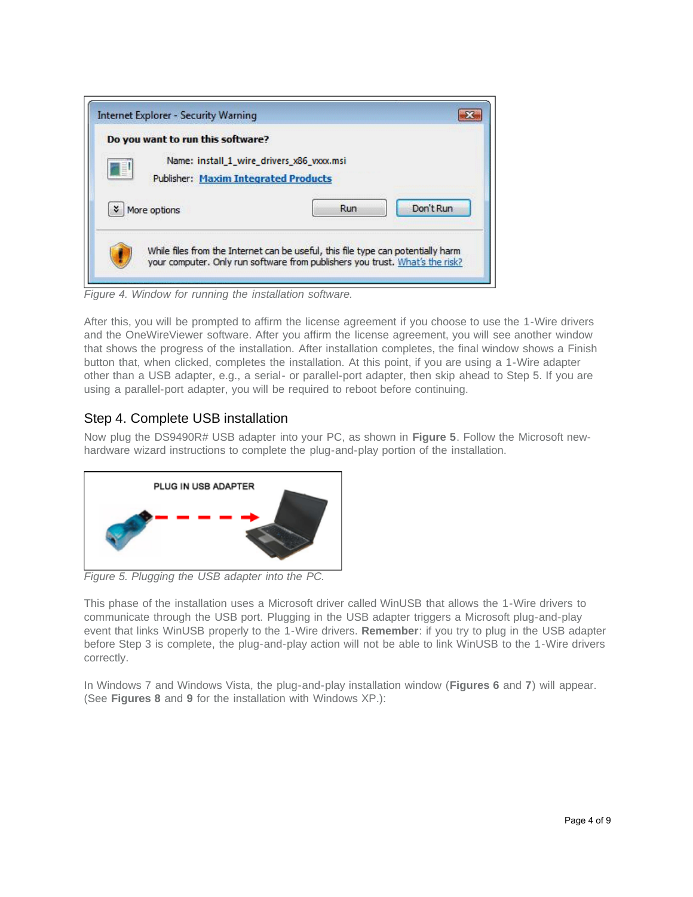*Figure 4. Window for running the installation software.*

After this, you will be prompted to affirm the license agreement if you choose to use the 1-Wire drivers and the OneWireViewer software. After you affirm the license agreement, you will see another window that shows the progress of the installation. After installation completes, the final window shows a Finish button that, when clicked, completes the installation. At this point, if you are using a 1-Wire adapter other than a USB adapter, e.g., a serial- or parallel-port adapter, then skip ahead to Step 5. If you are using a parallel-port adapter, you will be required to reboot before continuing.

## Step 4. Complete USB installation

Now plug the DS9490R# USB adapter into your PC, as shown in **Figure 5**. Follow the Microsoft new-hardware wizard instructions to complete the plug-and-play portion of the installation.

*Figure 5. Plugging the USB adapter into the PC.*

This phase of the installation uses a Microsoft driver called WinUSB that allows the 1-Wire drivers to communicate through the USB port. Plugging in the USB adapter triggers a Microsoft plug-and-play event that links WinUSB properly to the 1-Wire drivers. **Remember**: if you try to plug in the USB adapter before Step 3 is complete, the plug-and-play action will not be able to link WinUSB to the 1-Wire drivers correctly.

In Windows 7 and Windows Vista, the plug-and-play installation window (**Figures 6** and **7**) will appear. (See **Figures 8** and **9** for the installation with Windows XP.):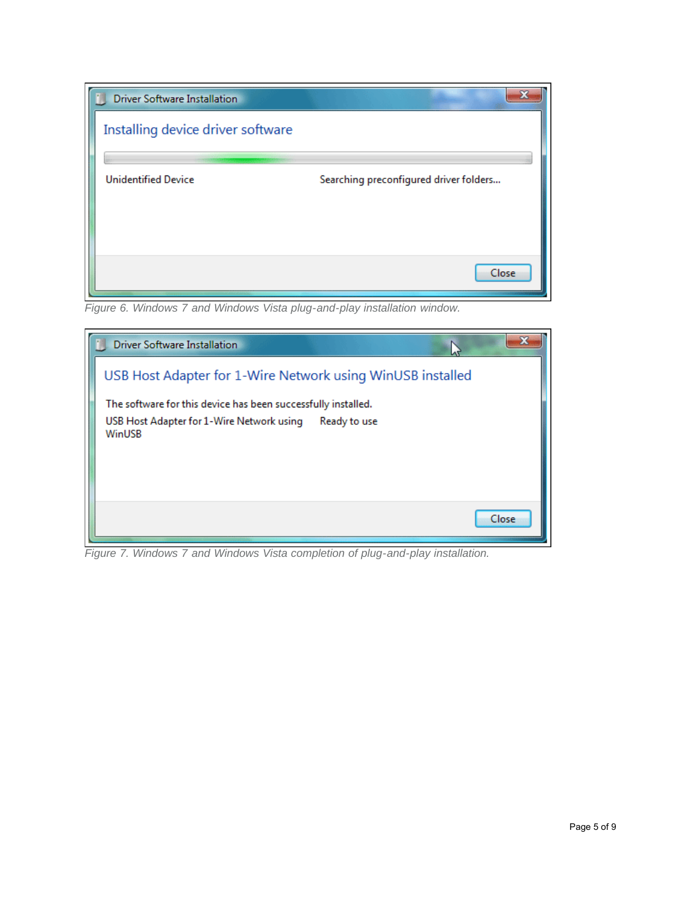Driver Software Installation

Installing device driver software

Unidentified Device — Searching preconfigured driver folders...

Close

*Figure 6. Windows 7 and Windows Vista plug-and-play installation window.*

Driver Software Installation

USB Host Adapter for 1-Wire Network using WinUSB installed

The software for this device has been successfully installed.

USB Host Adapter for 1-Wire Network using WinUSB — Ready to use

Close

*Figure 7. Windows 7 and Windows Vista completion of plug-and-play installation.*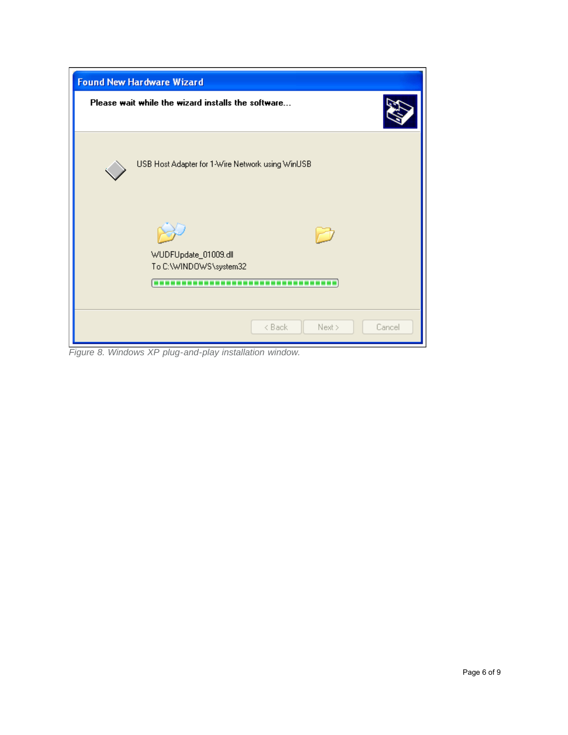*Figure 8. Windows XP plug-and-play installation window.*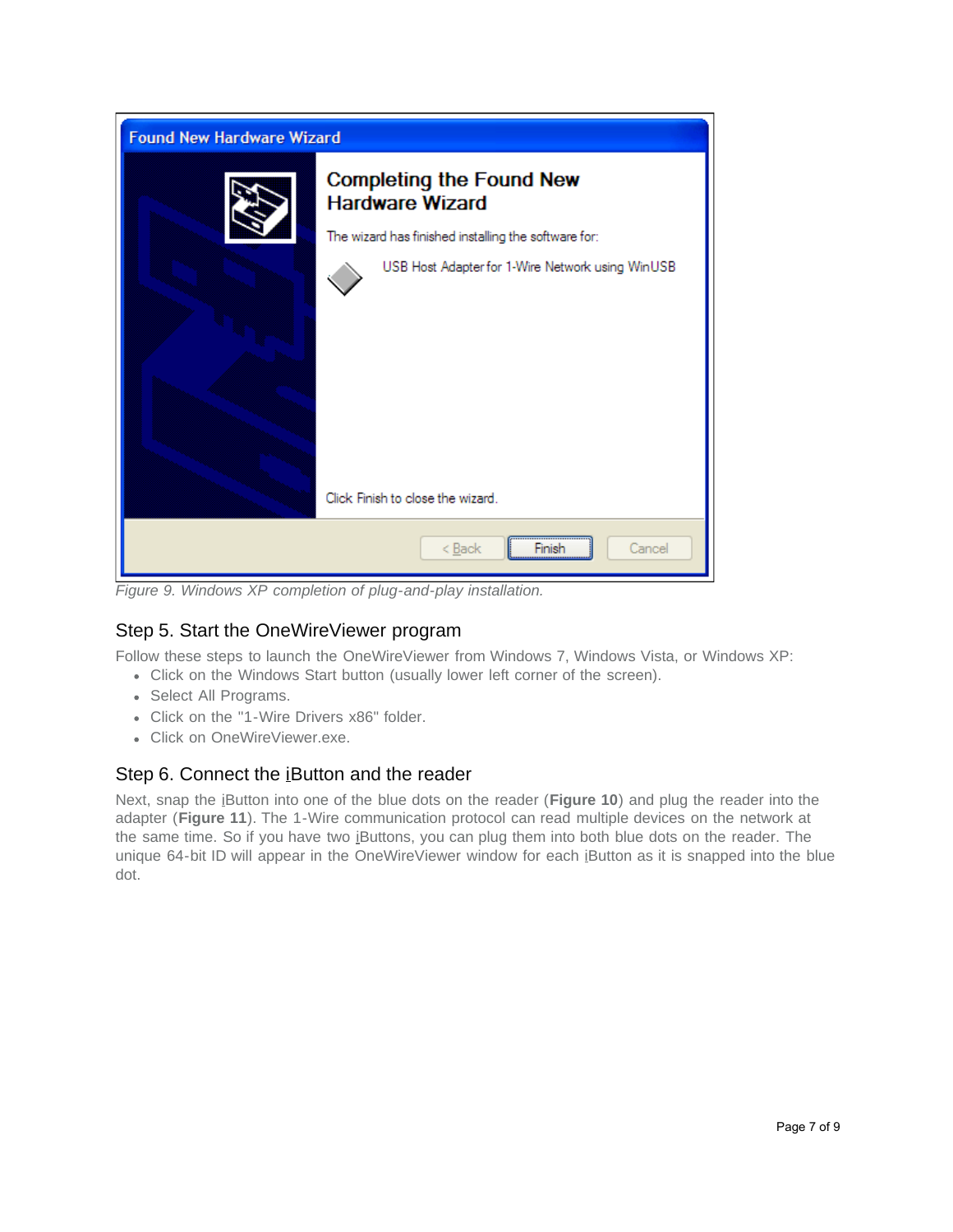*Figure 9. Windows XP completion of plug-and-play installation.*

## Step 5. Start the OneWireViewer program

Follow these steps to launch the OneWireViewer from Windows 7, Windows Vista, or Windows XP:

- Click on the Windows Start button (usually lower left corner of the screen).
- Select All Programs.
- Click on the "1-Wire Drivers x86" folder.
- Click on OneWireViewer.exe.

## Step 6. Connect the iButton and the reader

Next, snap the iButton into one of the blue dots on the reader (**Figure 10**) and plug the reader into the adapter (**Figure 11**). The 1-Wire communication protocol can read multiple devices on the network at the same time. So if you have two iButtons, you can plug them into both blue dots on the reader. The unique 64-bit ID will appear in the OneWireViewer window for each iButton as it is snapped into the blue dot.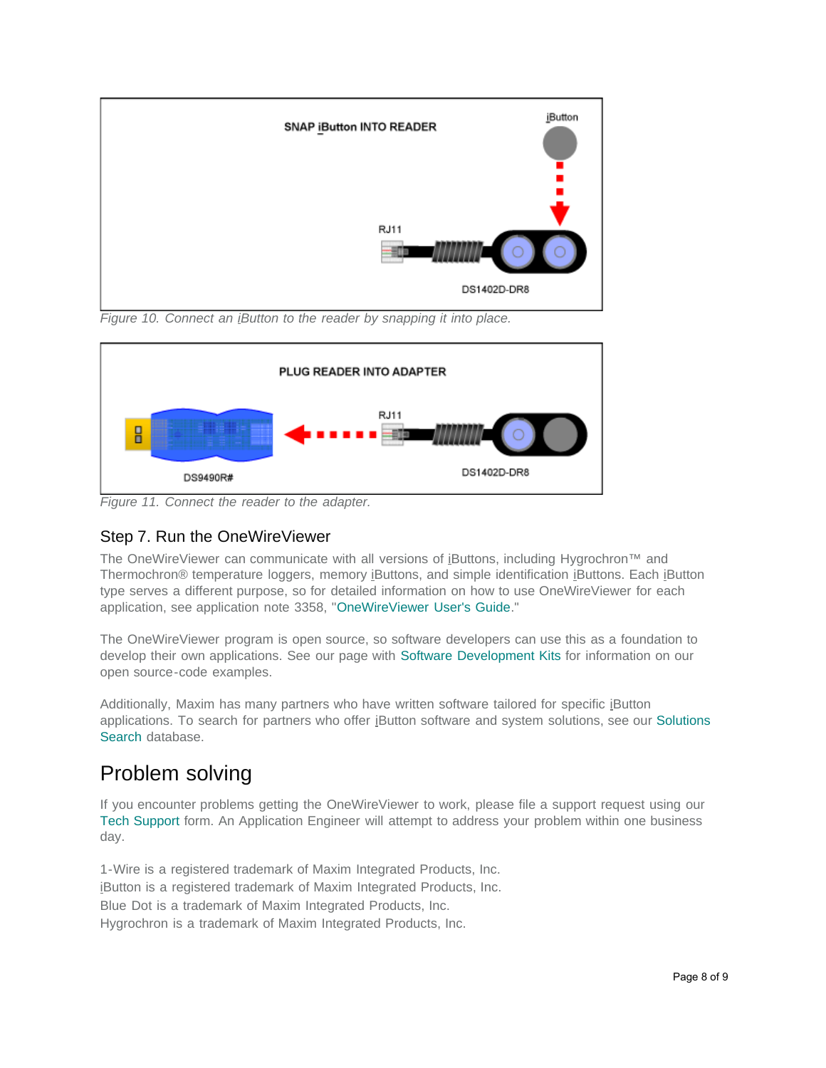Figure 10. Connect an iButton to the reader by snapping it into place.

Figure 11. Connect the reader to the adapter.

### Step 7. Run the OneWireViewer

The OneWireViewer can communicate with all versions of iButtons, including Hygrochron™ and Thermochron® temperature loggers, memory iButtons, and simple identification iButtons. Each iButton type serves a different purpose, so for detailed information on how to use OneWireViewer for each application, see application note 3358, "OneWireViewer User's Guide."

The OneWireViewer program is open source, so software developers can use this as a foundation to develop their own applications. See our page with Software Development Kits for information on our open source-code examples.

Additionally, Maxim has many partners who have written software tailored for specific iButton applications. To search for partners who offer iButton software and system solutions, see our Solutions Search database.

## Problem solving

If you encounter problems getting the OneWireViewer to work, please file a support request using our Tech Support form. An Application Engineer will attempt to address your problem within one business day.

1-Wire is a registered trademark of Maxim Integrated Products, Inc.
iButton is a registered trademark of Maxim Integrated Products, Inc.
Blue Dot is a trademark of Maxim Integrated Products, Inc.
Hygrochron is a trademark of Maxim Integrated Products, Inc.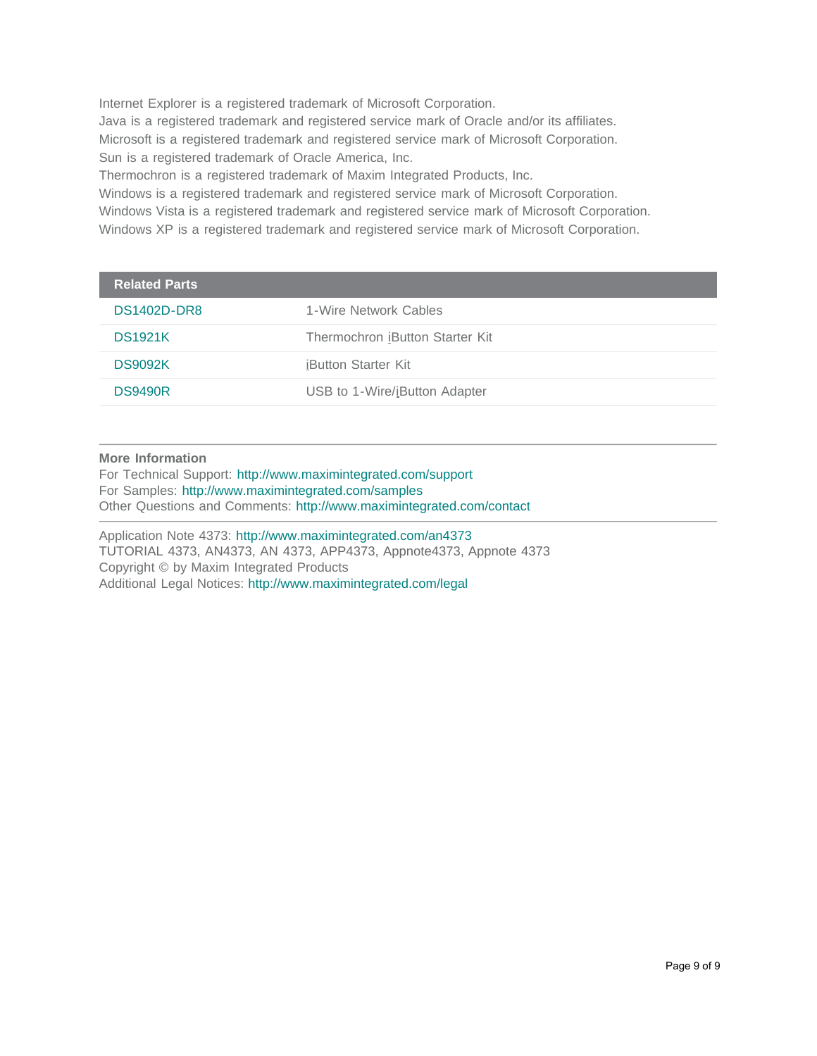Internet Explorer is a registered trademark of Microsoft Corporation.
Java is a registered trademark and registered service mark of Oracle and/or its affiliates.
Microsoft is a registered trademark and registered service mark of Microsoft Corporation.
Sun is a registered trademark of Oracle America, Inc.
Thermochron is a registered trademark of Maxim Integrated Products, Inc.
Windows is a registered trademark and registered service mark of Microsoft Corporation.
Windows Vista is a registered trademark and registered service mark of Microsoft Corporation.
Windows XP is a registered trademark and registered service mark of Microsoft Corporation.

| Related Parts | |
|---|---|
| DS1402D-DR8 | 1-Wire Network Cables |
| DS1921K | Thermochron iButton Starter Kit |
| DS9092K | iButton Starter Kit |
| DS9490R | USB to 1-Wire/iButton Adapter |

**More Information**
For Technical Support: http://www.maximintegrated.com/support
For Samples: http://www.maximintegrated.com/samples
Other Questions and Comments: http://www.maximintegrated.com/contact

Application Note 4373: http://www.maximintegrated.com/an4373
TUTORIAL 4373, AN4373, AN 4373, APP4373, Appnote4373, Appnote 4373
Copyright © by Maxim Integrated Products
Additional Legal Notices: http://www.maximintegrated.com/legal